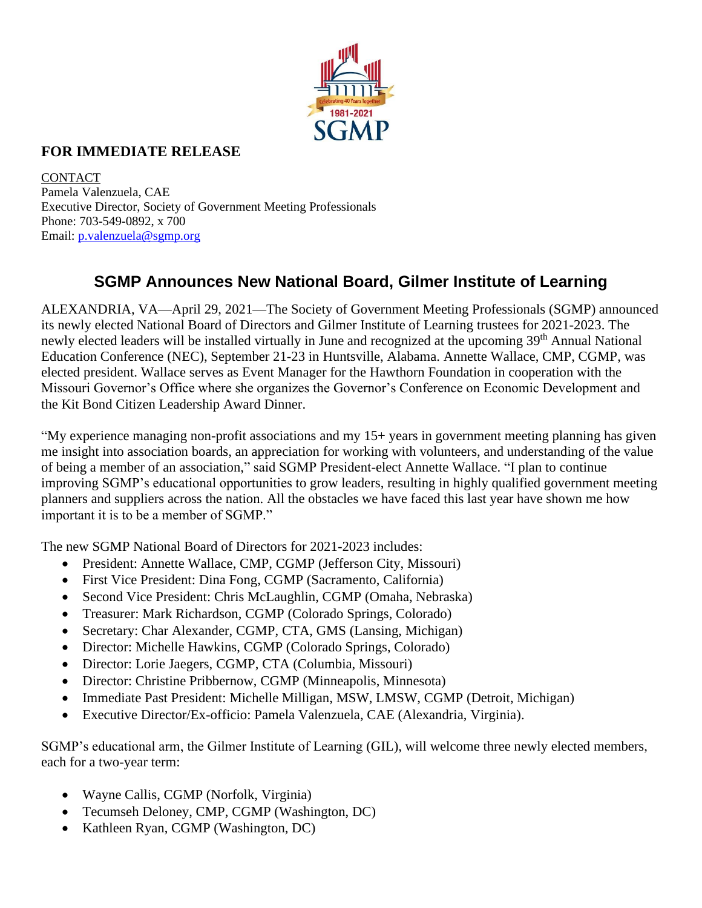**FOR IMMEDIATE RELEASE**

CONTACT
Pamela Valenzuela, CAE
Executive Director, Society of Government Meeting Professionals
Phone: 703-549-0892, x 700
Email: p.valenzuela@sgmp.org

## SGMP Announces New National Board, Gilmer Institute of Learning

ALEXANDRIA, VA—April 29, 2021—The Society of Government Meeting Professionals (SGMP) announced its newly elected National Board of Directors and Gilmer Institute of Learning trustees for 2021-2023. The newly elected leaders will be installed virtually in June and recognized at the upcoming 39th Annual National Education Conference (NEC), September 21-23 in Huntsville, Alabama. Annette Wallace, CMP, CGMP, was elected president. Wallace serves as Event Manager for the Hawthorn Foundation in cooperation with the Missouri Governor's Office where she organizes the Governor's Conference on Economic Development and the Kit Bond Citizen Leadership Award Dinner.

"My experience managing non-profit associations and my 15+ years in government meeting planning has given me insight into association boards, an appreciation for working with volunteers, and understanding of the value of being a member of an association," said SGMP President-elect Annette Wallace. "I plan to continue improving SGMP's educational opportunities to grow leaders, resulting in highly qualified government meeting planners and suppliers across the nation. All the obstacles we have faced this last year have shown me how important it is to be a member of SGMP."

The new SGMP National Board of Directors for 2021-2023 includes:

- President: Annette Wallace, CMP, CGMP (Jefferson City, Missouri)
- First Vice President: Dina Fong, CGMP (Sacramento, California)
- Second Vice President: Chris McLaughlin, CGMP (Omaha, Nebraska)
- Treasurer: Mark Richardson, CGMP (Colorado Springs, Colorado)
- Secretary: Char Alexander, CGMP, CTA, GMS (Lansing, Michigan)
- Director: Michelle Hawkins, CGMP (Colorado Springs, Colorado)
- Director: Lorie Jaegers, CGMP, CTA (Columbia, Missouri)
- Director: Christine Pribbernow, CGMP (Minneapolis, Minnesota)
- Immediate Past President: Michelle Milligan, MSW, LMSW, CGMP (Detroit, Michigan)
- Executive Director/Ex-officio: Pamela Valenzuela, CAE (Alexandria, Virginia).

SGMP's educational arm, the Gilmer Institute of Learning (GIL), will welcome three newly elected members, each for a two-year term:

- Wayne Callis, CGMP (Norfolk, Virginia)
- Tecumseh Deloney, CMP, CGMP (Washington, DC)
- Kathleen Ryan, CGMP (Washington, DC)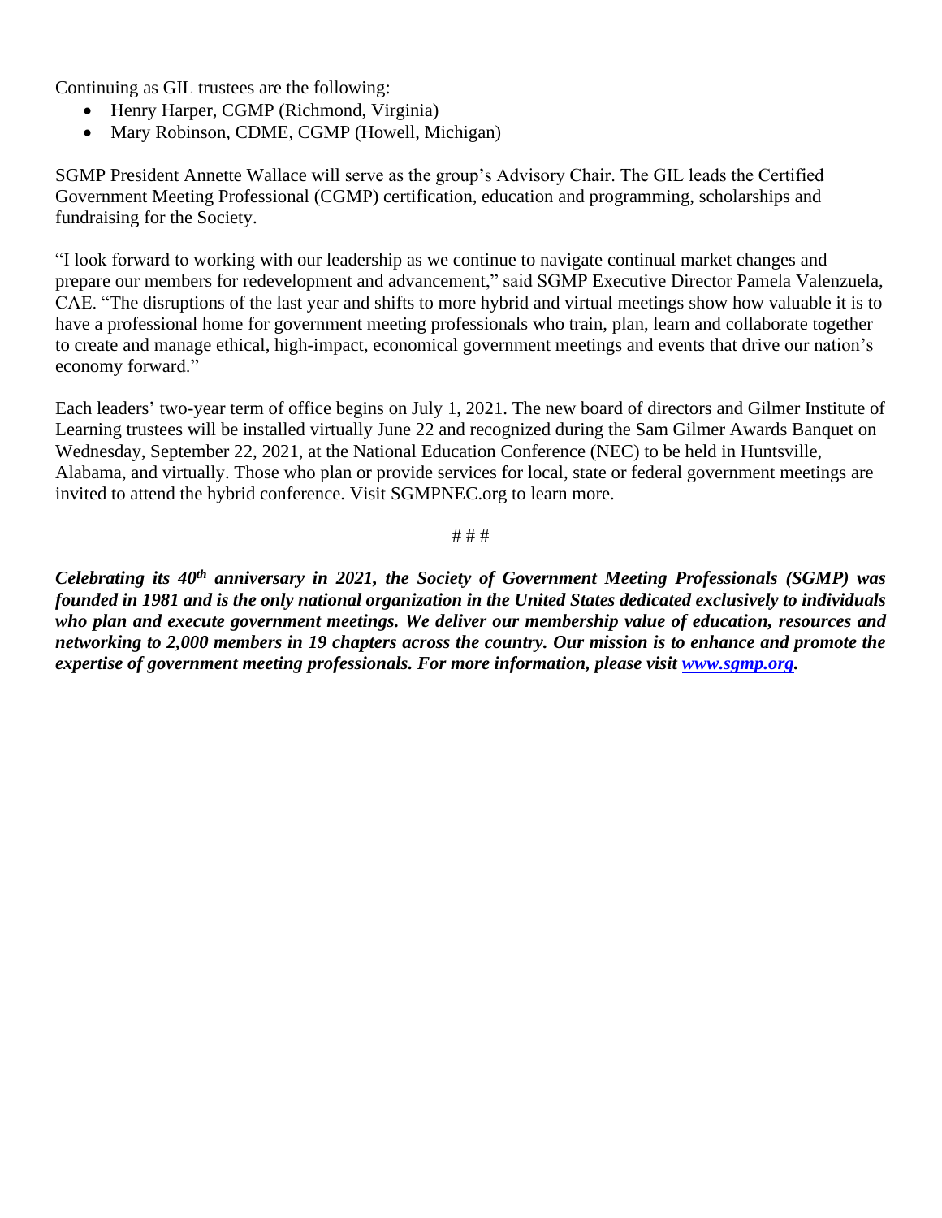Continuing as GIL trustees are the following:

- Henry Harper, CGMP (Richmond, Virginia)
- Mary Robinson, CDME, CGMP (Howell, Michigan)

SGMP President Annette Wallace will serve as the group's Advisory Chair. The GIL leads the Certified Government Meeting Professional (CGMP) certification, education and programming, scholarships and fundraising for the Society.

"I look forward to working with our leadership as we continue to navigate continual market changes and prepare our members for redevelopment and advancement," said SGMP Executive Director Pamela Valenzuela, CAE. "The disruptions of the last year and shifts to more hybrid and virtual meetings show how valuable it is to have a professional home for government meeting professionals who train, plan, learn and collaborate together to create and manage ethical, high-impact, economical government meetings and events that drive our nation's economy forward."

Each leaders' two-year term of office begins on July 1, 2021. The new board of directors and Gilmer Institute of Learning trustees will be installed virtually June 22 and recognized during the Sam Gilmer Awards Banquet on Wednesday, September 22, 2021, at the National Education Conference (NEC) to be held in Huntsville, Alabama, and virtually. Those who plan or provide services for local, state or federal government meetings are invited to attend the hybrid conference. Visit SGMPNEC.org to learn more.

# # #

***Celebrating its 40th anniversary in 2021, the Society of Government Meeting Professionals (SGMP) was founded in 1981 and is the only national organization in the United States dedicated exclusively to individuals who plan and execute government meetings. We deliver our membership value of education, resources and networking to 2,000 members in 19 chapters across the country. Our mission is to enhance and promote the expertise of government meeting professionals. For more information, please visit [www.sgmp.org](http://www.sgmp.org).***